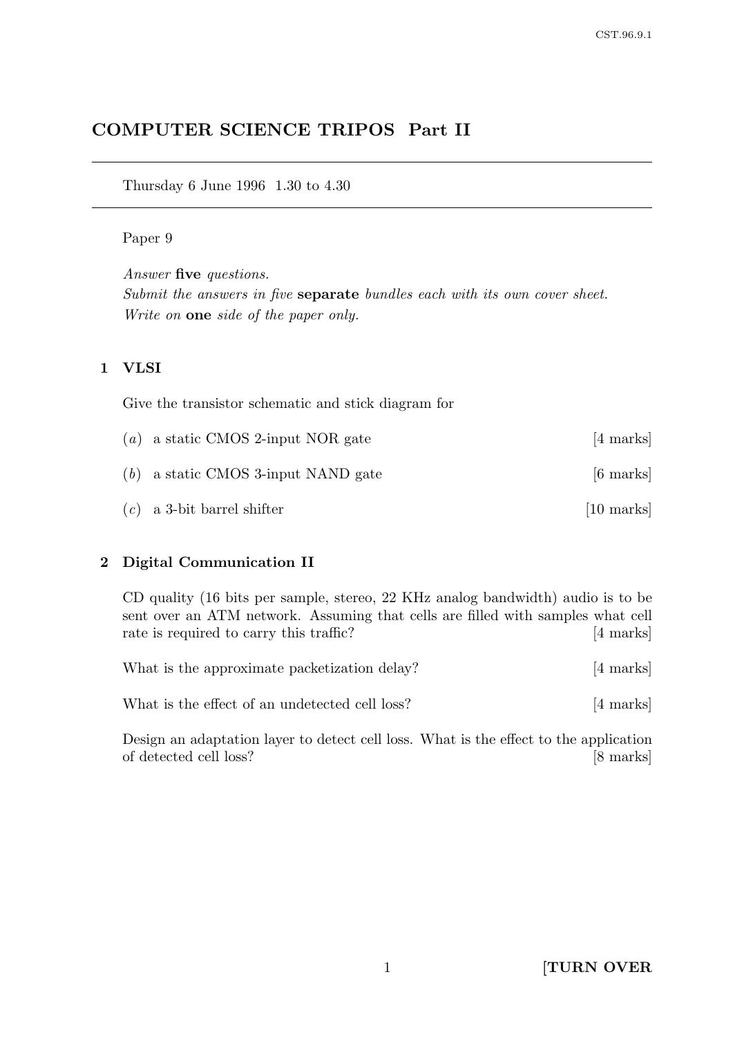# COMPUTER SCIENCE TRIPOS Part II

Thursday 6 June 1996 1.30 to 4.30

Paper 9

*Answer* **five** *questions.*
*Submit the answers in five* **separate** *bundles each with its own cover sheet.*
*Write on* **one** *side of the paper only.*

## 1 VLSI

Give the transistor schematic and stick diagram for

(*a*) a static CMOS 2-input NOR gate [4 marks]

(*b*) a static CMOS 3-input NAND gate [6 marks]

(*c*) a 3-bit barrel shifter [10 marks]

## 2 Digital Communication II

CD quality (16 bits per sample, stereo, 22 KHz analog bandwidth) audio is to be sent over an ATM network. Assuming that cells are filled with samples what cell rate is required to carry this traffic? [4 marks]

What is the approximate packetization delay? [4 marks]

What is the effect of an undetected cell loss? [4 marks]

Design an adaptation layer to detect cell loss. What is the effect to the application of detected cell loss? [8 marks]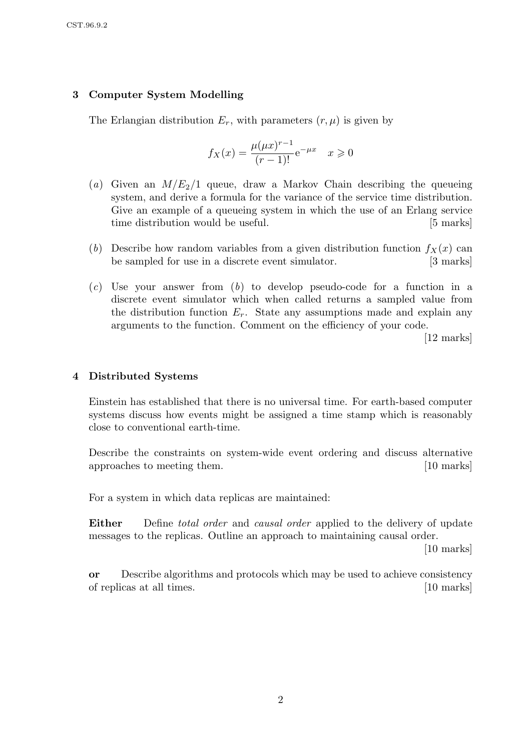## 3 Computer System Modelling

The Erlangian distribution $E_r$, with parameters $(r, \mu)$ is given by

$$f_X(x) = \frac{\mu(\mu x)^{r-1}}{(r-1)!} e^{-\mu x} \quad x \geqslant 0$$

(*a*) Given an $M/E_2/1$ queue, draw a Markov Chain describing the queueing system, and derive a formula for the variance of the service time distribution. Give an example of a queueing system in which the use of an Erlang service time distribution would be useful. [5 marks]

(*b*) Describe how random variables from a given distribution function $f_X(x)$ can be sampled for use in a discrete event simulator. [3 marks]

(*c*) Use your answer from (*b*) to develop pseudo-code for a function in a discrete event simulator which when called returns a sampled value from the distribution function $E_r$. State any assumptions made and explain any arguments to the function. Comment on the efficiency of your code. [12 marks]

## 4 Distributed Systems

Einstein has established that there is no universal time. For earth-based computer systems discuss how events might be assigned a time stamp which is reasonably close to conventional earth-time.

Describe the constraints on system-wide event ordering and discuss alternative approaches to meeting them. [10 marks]

For a system in which data replicas are maintained:

**Either** Define *total order* and *causal order* applied to the delivery of update messages to the replicas. Outline an approach to maintaining causal order. [10 marks]

**or** Describe algorithms and protocols which may be used to achieve consistency of replicas at all times. [10 marks]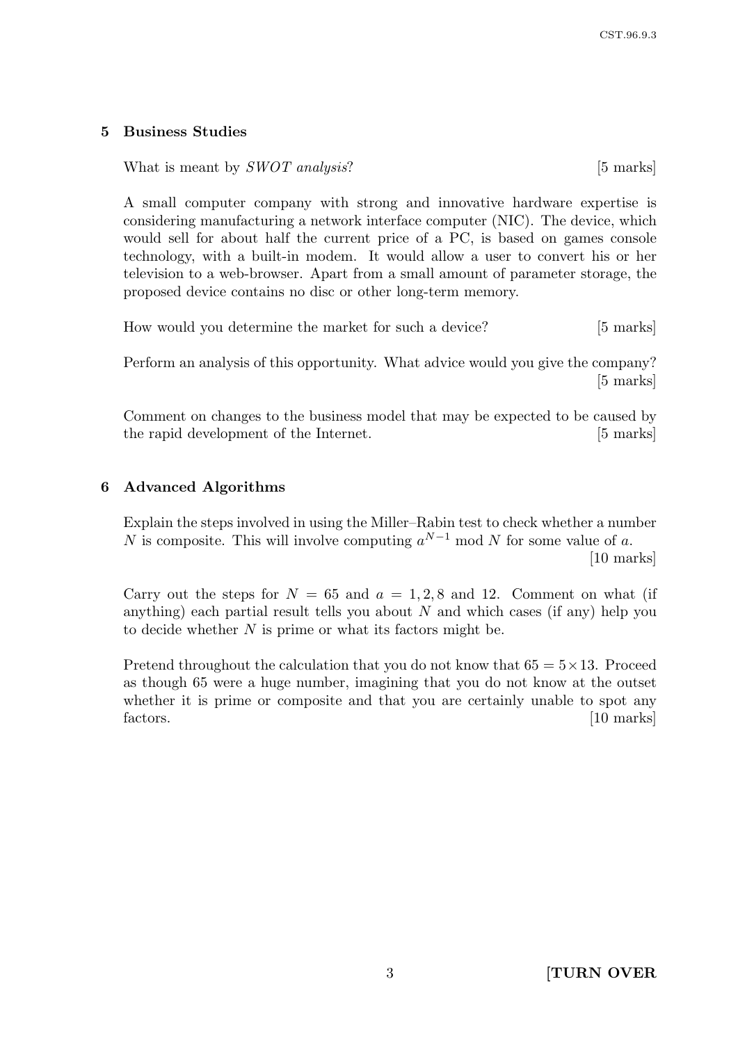## 5 Business Studies

What is meant by *SWOT analysis*? [5 marks]

A small computer company with strong and innovative hardware expertise is considering manufacturing a network interface computer (NIC). The device, which would sell for about half the current price of a PC, is based on games console technology, with a built-in modem. It would allow a user to convert his or her television to a web-browser. Apart from a small amount of parameter storage, the proposed device contains no disc or other long-term memory.

How would you determine the market for such a device? [5 marks]

Perform an analysis of this opportunity. What advice would you give the company? [5 marks]

Comment on changes to the business model that may be expected to be caused by the rapid development of the Internet. [5 marks]

## 6 Advanced Algorithms

Explain the steps involved in using the Miller–Rabin test to check whether a number $N$ is composite. This will involve computing $a^{N-1} \bmod N$ for some value of $a$. [10 marks]

Carry out the steps for $N = 65$ and $a = 1, 2, 8$ and 12. Comment on what (if anything) each partial result tells you about $N$ and which cases (if any) help you to decide whether $N$ is prime or what its factors might be.

Pretend throughout the calculation that you do not know that $65 = 5 \times 13$. Proceed as though 65 were a huge number, imagining that you do not know at the outset whether it is prime or composite and that you are certainly unable to spot any factors. [10 marks]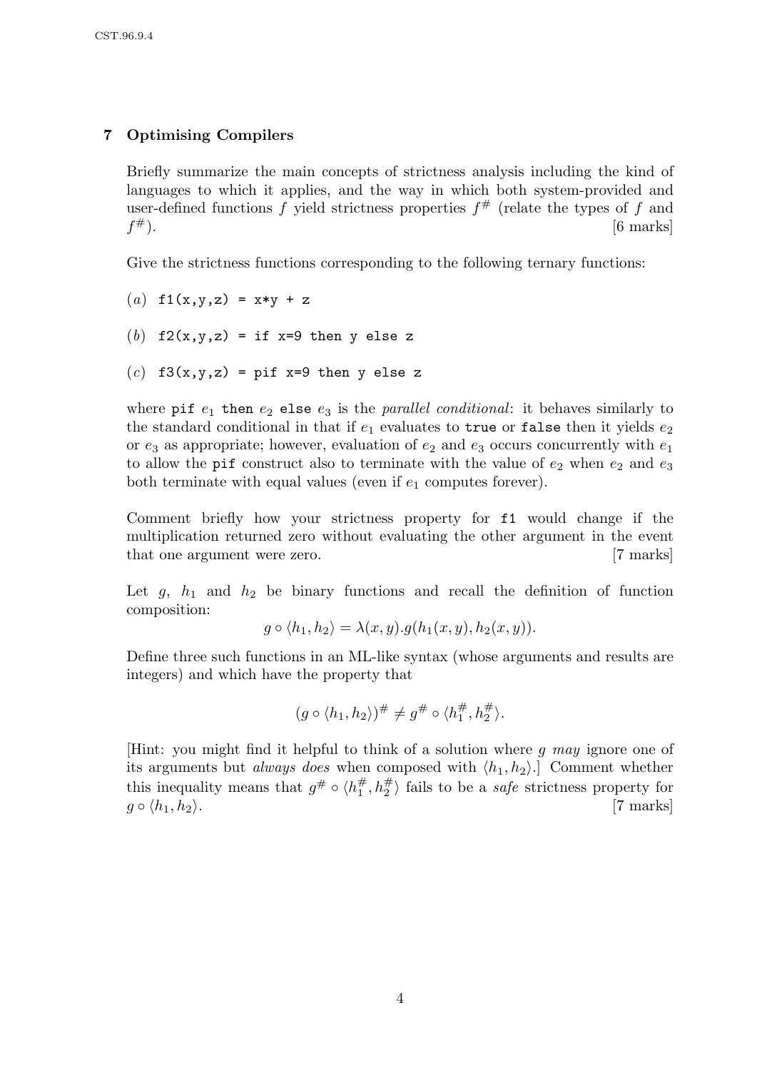## 7 Optimising Compilers

Briefly summarize the main concepts of strictness analysis including the kind of languages to which it applies, and the way in which both system-provided and user-defined functions $f$ yield strictness properties $f^{\#}$ (relate the types of $f$ and $f^{\#}$). [6 marks]

Give the strictness functions corresponding to the following ternary functions:

(*a*) `f1(x,y,z) = x*y + z`

(*b*) `f2(x,y,z) = if x=9 then y else z`

(*c*) `f3(x,y,z) = pif x=9 then y else z`

where `pif` $e_1$ `then` $e_2$ `else` $e_3$ is the *parallel conditional*: it behaves similarly to the standard conditional in that if $e_1$ evaluates to `true` or `false` then it yields $e_2$ or $e_3$ as appropriate; however, evaluation of $e_2$ and $e_3$ occurs concurrently with $e_1$ to allow the `pif` construct also to terminate with the value of $e_2$ when $e_2$ and $e_3$ both terminate with equal values (even if $e_1$ computes forever).

Comment briefly how your strictness property for `f1` would change if the multiplication returned zero without evaluating the other argument in the event that one argument were zero. [7 marks]

Let $g$, $h_1$ and $h_2$ be binary functions and recall the definition of function composition:

$$g \circ \langle h_1, h_2 \rangle = \lambda(x, y).g(h_1(x, y), h_2(x, y)).$$

Define three such functions in an ML-like syntax (whose arguments and results are integers) and which have the property that

$$(g \circ \langle h_1, h_2 \rangle)^{\#} \neq g^{\#} \circ \langle h_1^{\#}, h_2^{\#} \rangle.$$

[Hint: you might find it helpful to think of a solution where $g$ *may* ignore one of its arguments but *always does* when composed with $\langle h_1, h_2 \rangle$.] Comment whether this inequality means that $g^{\#} \circ \langle h_1^{\#}, h_2^{\#} \rangle$ fails to be a *safe* strictness property for $g \circ \langle h_1, h_2 \rangle$. [7 marks]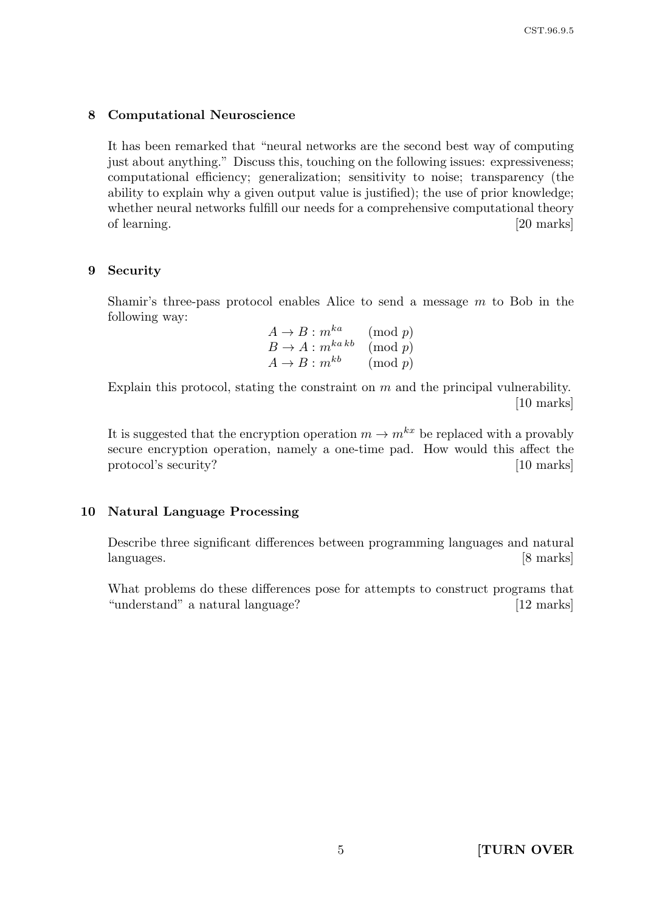## 8 Computational Neuroscience

It has been remarked that "neural networks are the second best way of computing just about anything." Discuss this, touching on the following issues: expressiveness; computational efficiency; generalization; sensitivity to noise; transparency (the ability to explain why a given output value is justified); the use of prior knowledge; whether neural networks fulfill our needs for a comprehensive computational theory of learning. [20 marks]

## 9 Security

Shamir's three-pass protocol enables Alice to send a message $m$ to Bob in the following way:

$$
\begin{aligned}
A \rightarrow B &: m^{ka} \pmod{p} \\
B \rightarrow A &: m^{ka\,kb} \pmod{p} \\
A \rightarrow B &: m^{kb} \pmod{p}
\end{aligned}
$$

Explain this protocol, stating the constraint on $m$ and the principal vulnerability. [10 marks]

It is suggested that the encryption operation $m \rightarrow m^{kx}$ be replaced with a provably secure encryption operation, namely a one-time pad. How would this affect the protocol's security? [10 marks]

## 10 Natural Language Processing

Describe three significant differences between programming languages and natural languages. [8 marks]

What problems do these differences pose for attempts to construct programs that "understand" a natural language? [12 marks]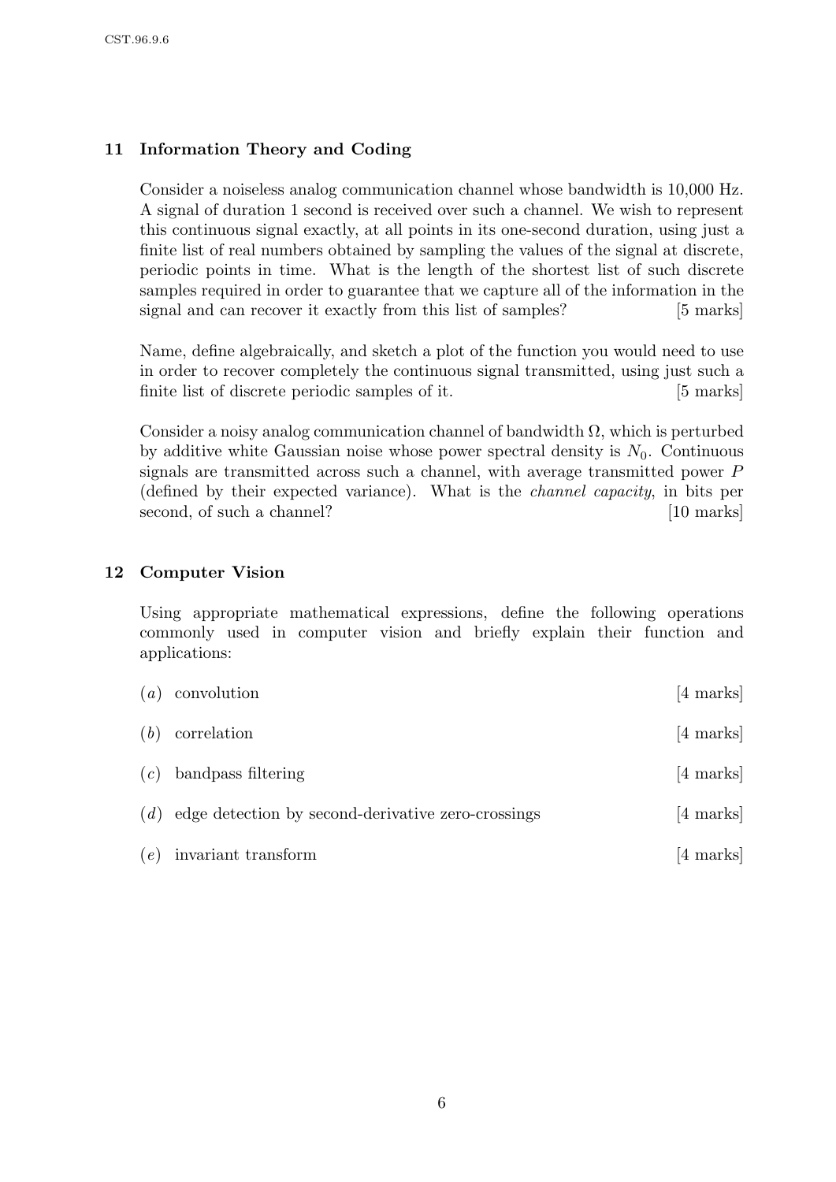## 11 Information Theory and Coding

Consider a noiseless analog communication channel whose bandwidth is 10,000 Hz. A signal of duration 1 second is received over such a channel. We wish to represent this continuous signal exactly, at all points in its one-second duration, using just a finite list of real numbers obtained by sampling the values of the signal at discrete, periodic points in time. What is the length of the shortest list of such discrete samples required in order to guarantee that we capture all of the information in the signal and can recover it exactly from this list of samples? [5 marks]

Name, define algebraically, and sketch a plot of the function you would need to use in order to recover completely the continuous signal transmitted, using just such a finite list of discrete periodic samples of it. [5 marks]

Consider a noisy analog communication channel of bandwidth $\Omega$, which is perturbed by additive white Gaussian noise whose power spectral density is $N_0$. Continuous signals are transmitted across such a channel, with average transmitted power $P$ (defined by their expected variance). What is the *channel capacity*, in bits per second, of such a channel? [10 marks]

## 12 Computer Vision

Using appropriate mathematical expressions, define the following operations commonly used in computer vision and briefly explain their function and applications:

(*a*) convolution [4 marks]

(*b*) correlation [4 marks]

(*c*) bandpass filtering [4 marks]

(*d*) edge detection by second-derivative zero-crossings [4 marks]

(*e*) invariant transform [4 marks]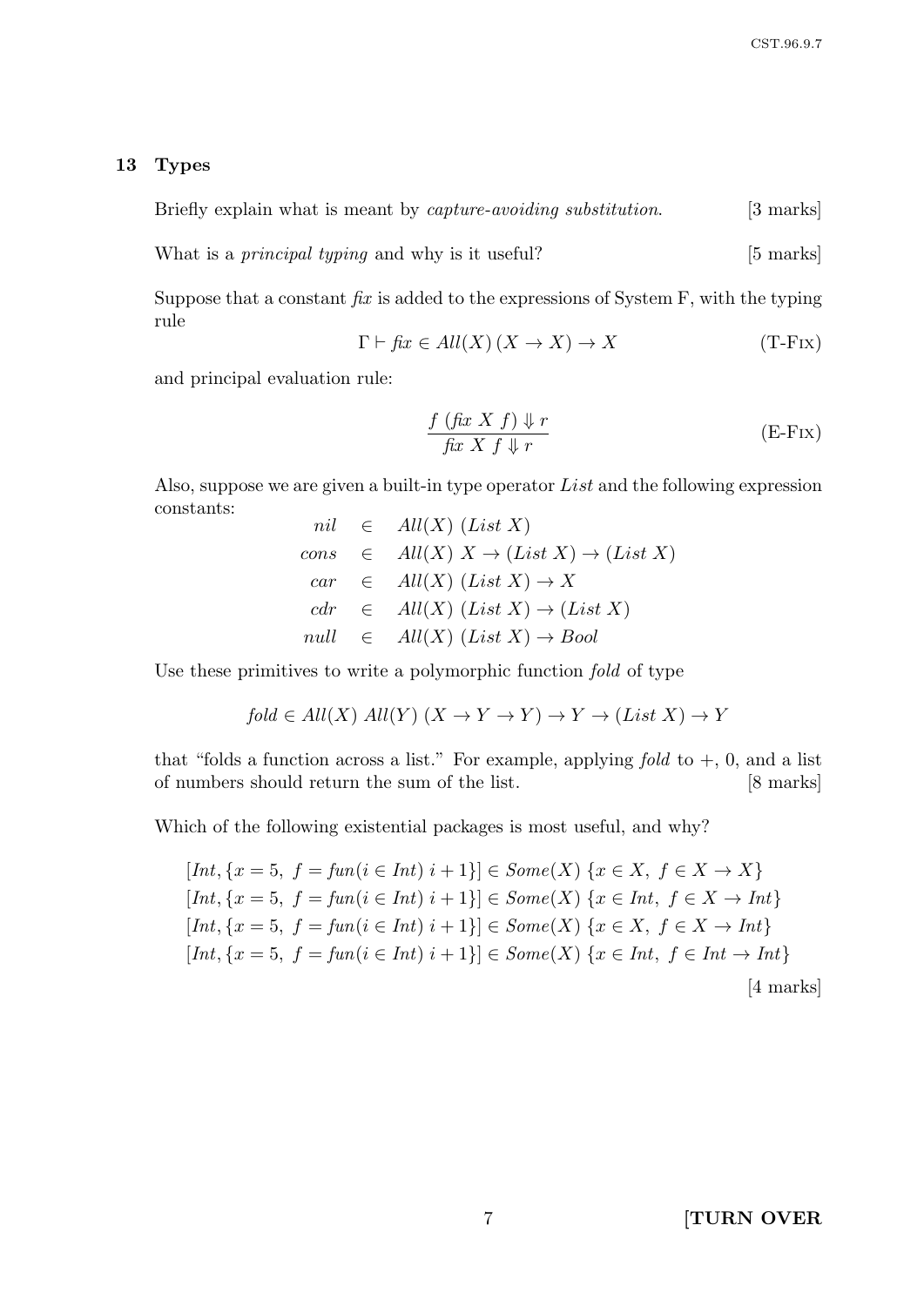## 13 Types

Briefly explain what is meant by *capture-avoiding substitution*. [3 marks]

What is a *principal typing* and why is it useful? [5 marks]

Suppose that a constant *fix* is added to the expressions of System F, with the typing rule

$$\Gamma \vdash \mathit{fix} \in \mathit{All}(X)\,(X \rightarrow X) \rightarrow X \qquad \text{(T-FIX)}$$

and principal evaluation rule:

$$\frac{f\ (\mathit{fix}\ X\ f) \Downarrow r}{\mathit{fix}\ X\ f \Downarrow r} \qquad \text{(E-FIX)}$$

Also, suppose we are given a built-in type operator *List* and the following expression constants:

$$\begin{array}{rcl} \mathit{nil} & \in & \mathit{All}(X)\ (\mathit{List}\ X) \\ \mathit{cons} & \in & \mathit{All}(X)\ X \rightarrow (\mathit{List}\ X) \rightarrow (\mathit{List}\ X) \\ \mathit{car} & \in & \mathit{All}(X)\ (\mathit{List}\ X) \rightarrow X \\ \mathit{cdr} & \in & \mathit{All}(X)\ (\mathit{List}\ X) \rightarrow (\mathit{List}\ X) \\ \mathit{null} & \in & \mathit{All}(X)\ (\mathit{List}\ X) \rightarrow \mathit{Bool} \end{array}$$

Use these primitives to write a polymorphic function *fold* of type

$$\mathit{fold} \in \mathit{All}(X)\ \mathit{All}(Y)\ (X \rightarrow Y \rightarrow Y) \rightarrow Y \rightarrow (\mathit{List}\ X) \rightarrow Y$$

that "folds a function across a list." For example, applying *fold* to +, 0, and a list of numbers should return the sum of the list. [8 marks]

Which of the following existential packages is most useful, and why?

$$[\mathit{Int}, \{x = 5,\ f = \mathit{fun}(i \in \mathit{Int})\ i + 1\}] \in \mathit{Some}(X)\ \{x \in X,\ f \in X \rightarrow X\}$$
$$[\mathit{Int}, \{x = 5,\ f = \mathit{fun}(i \in \mathit{Int})\ i + 1\}] \in \mathit{Some}(X)\ \{x \in \mathit{Int},\ f \in X \rightarrow \mathit{Int}\}$$
$$[\mathit{Int}, \{x = 5,\ f = \mathit{fun}(i \in \mathit{Int})\ i + 1\}] \in \mathit{Some}(X)\ \{x \in X,\ f \in X \rightarrow \mathit{Int}\}$$
$$[\mathit{Int}, \{x = 5,\ f = \mathit{fun}(i \in \mathit{Int})\ i + 1\}] \in \mathit{Some}(X)\ \{x \in \mathit{Int},\ f \in \mathit{Int} \rightarrow \mathit{Int}\}$$

[4 marks]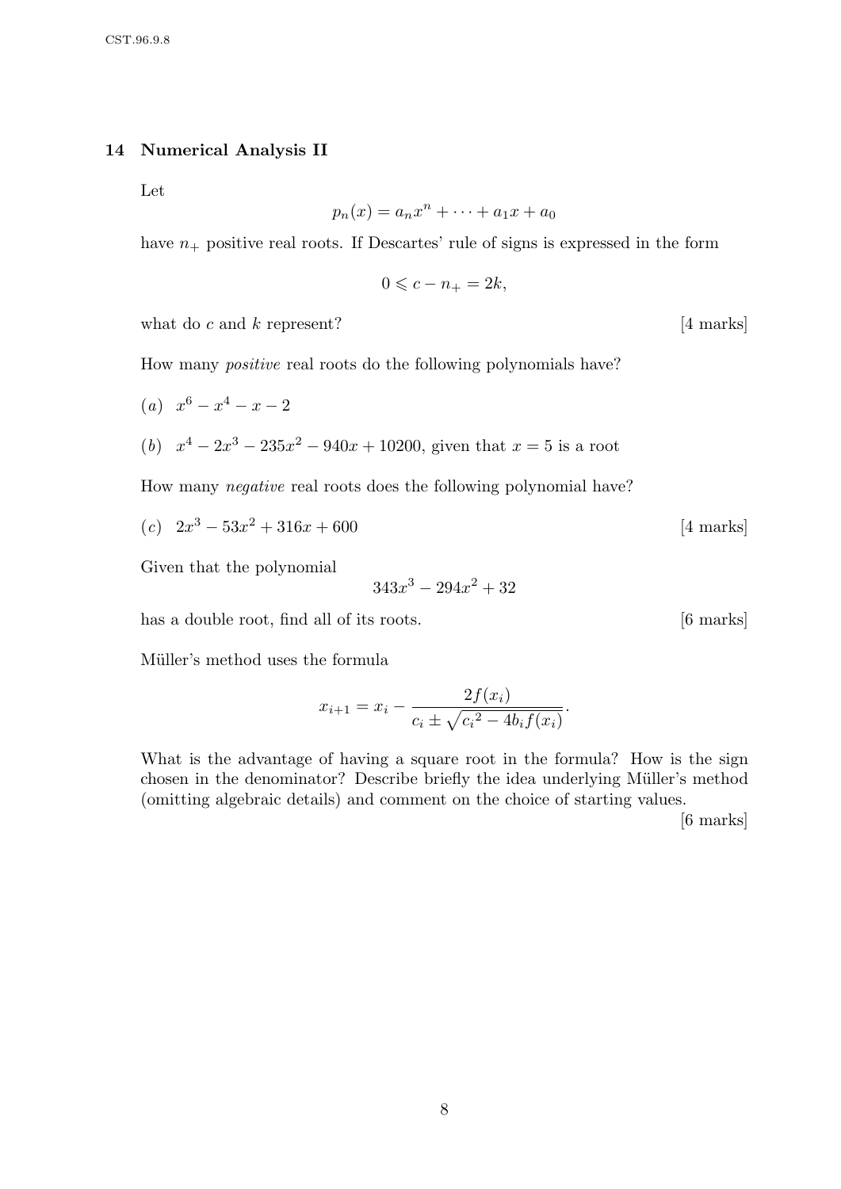## 14 Numerical Analysis II

Let

$$p_n(x) = a_n x^n + \cdots + a_1 x + a_0$$

have $n_+$ positive real roots. If Descartes' rule of signs is expressed in the form

$$0 \leqslant c - n_+ = 2k,$$

what do $c$ and $k$ represent? [4 marks]

How many *positive* real roots do the following polynomials have?

($a$) $x^6 - x^4 - x - 2$

($b$) $x^4 - 2x^3 - 235x^2 - 940x + 10200$, given that $x = 5$ is a root

How many *negative* real roots does the following polynomial have?

($c$) $2x^3 - 53x^2 + 316x + 600$ [4 marks]

Given that the polynomial

$$343x^3 - 294x^2 + 32$$

has a double root, find all of its roots. [6 marks]

Müller's method uses the formula

$$x_{i+1} = x_i - \frac{2f(x_i)}{c_i \pm \sqrt{{c_i}^2 - 4b_i f(x_i)}}.$$

What is the advantage of having a square root in the formula? How is the sign chosen in the denominator? Describe briefly the idea underlying Müller's method (omitting algebraic details) and comment on the choice of starting values.

[6 marks]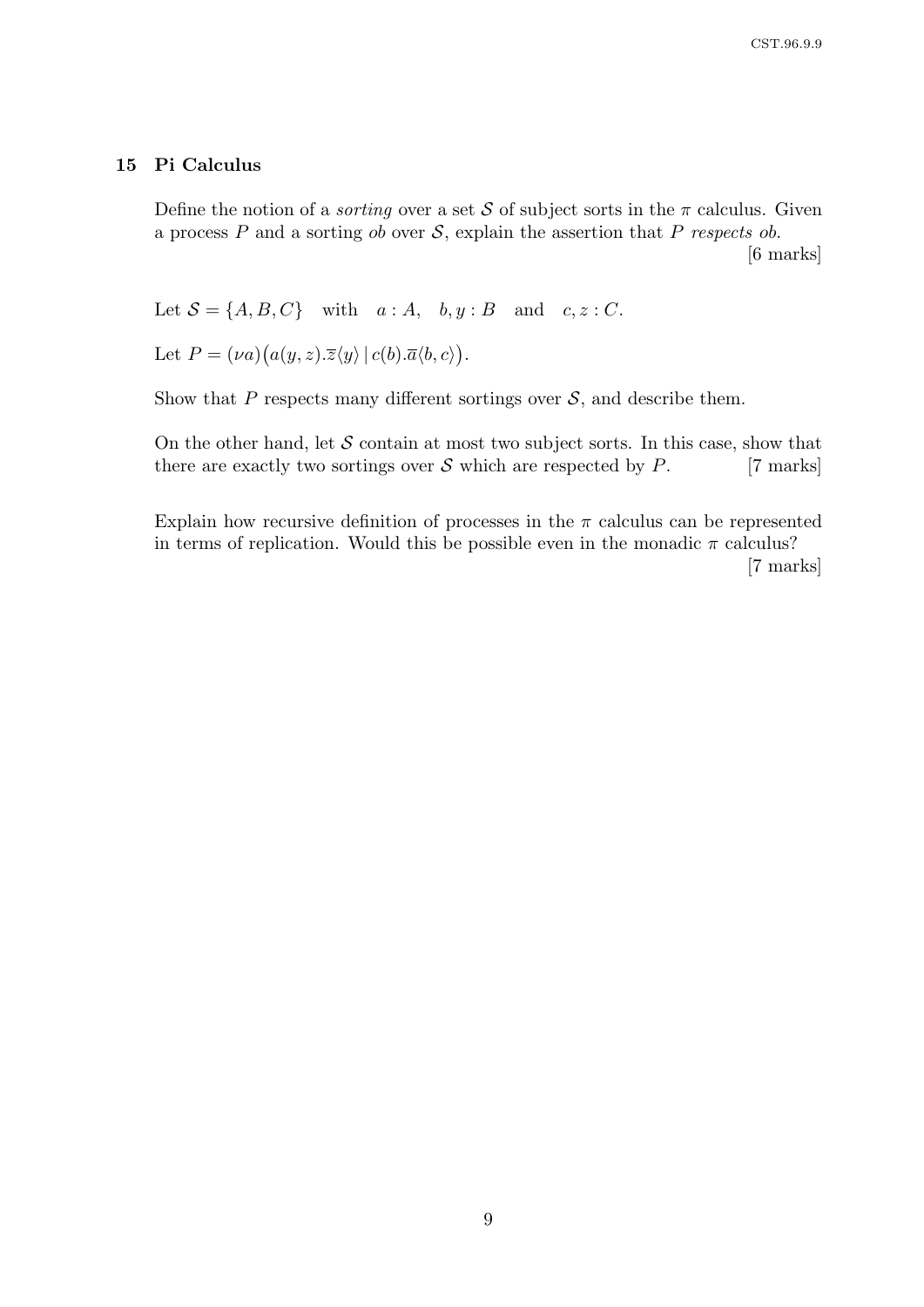## 15 Pi Calculus

Define the notion of a *sorting* over a set $\mathcal{S}$ of subject sorts in the $\pi$ calculus. Given a process $P$ and a sorting *ob* over $\mathcal{S}$, explain the assertion that $P$ *respects ob*.

[6 marks]

Let $\mathcal{S} = \{A, B, C\}$ with $a : A$, $b, y : B$ and $c, z : C$.

Let $P = (\nu a)\big(a(y, z).\overline{z}\langle y \rangle \mid c(b).\overline{a}\langle b, c \rangle\big)$.

Show that $P$ respects many different sortings over $\mathcal{S}$, and describe them.

On the other hand, let $\mathcal{S}$ contain at most two subject sorts. In this case, show that there are exactly two sortings over $\mathcal{S}$ which are respected by $P$. [7 marks]

Explain how recursive definition of processes in the $\pi$ calculus can be represented in terms of replication. Would this be possible even in the monadic $\pi$ calculus?

[7 marks]